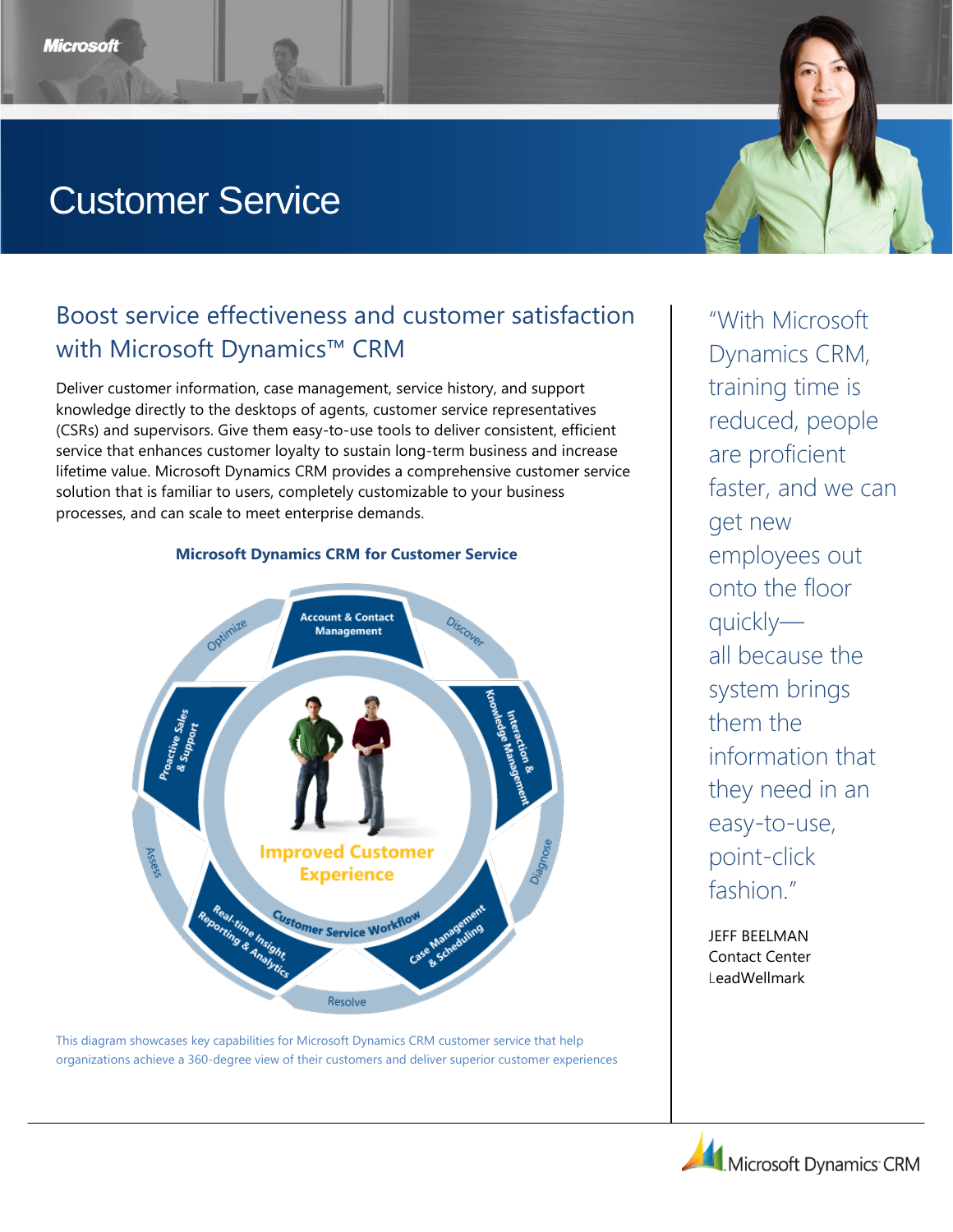# Customer Service

## Boost service effectiveness and customer satisfaction with Microsoft Dynamics™ CRM

Deliver customer information, case management, service history, and support knowledge directly to the desktops of agents, customer service representatives (CSRs) and supervisors. Give them easy-to-use tools to deliver consistent, efficient service that enhances customer loyalty to sustain long-term business and increase lifetime value. Microsoft Dynamics CRM provides a comprehensive customer service solution that is familiar to users, completely customizable to your business processes, and can scale to meet enterprise demands.

**Microsoft Dynamics CRM for Customer Service**

This diagram showcases key capabilities for Microsoft Dynamics CRM customer service that help organizations achieve a 360-degree view of their customers and deliver superior customer experiences

"With Microsoft Dynamics CRM, training time is reduced, people are proficient faster, and we can get new employees out onto the floor quickly— all because the system brings them the information that they need in an easy-to-use, point-click fashion."

JEFF BEELMAN
Contact Center
LeadWellmark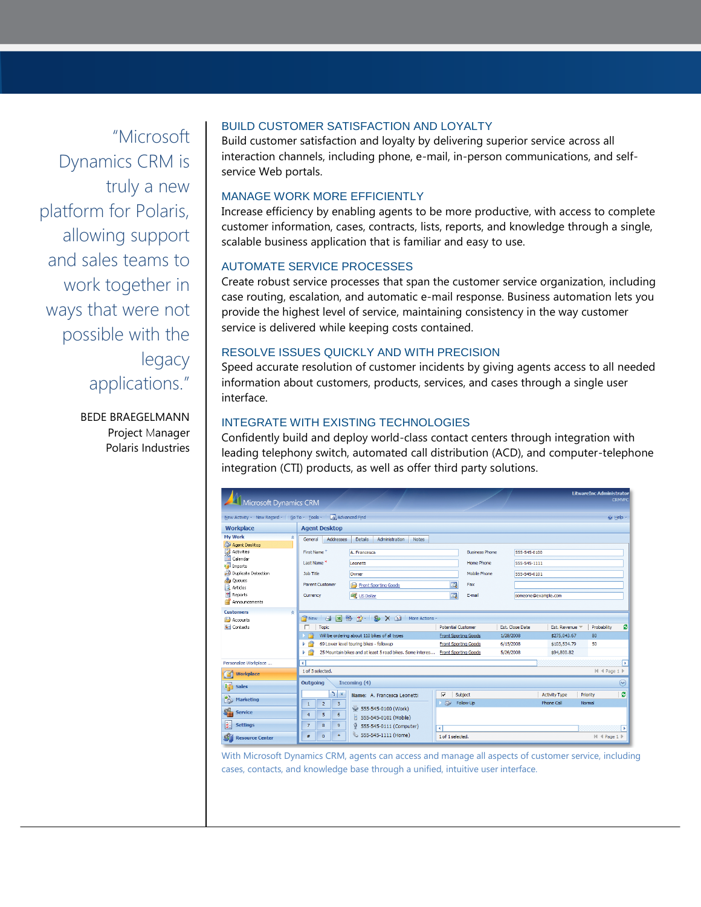> "Microsoft Dynamics CRM is truly a new platform for Polaris, allowing support and sales teams to work together in ways that were not possible with the legacy applications."
>
> BEDE BRAEGELMANN
> Project Manager
> Polaris Industries

## BUILD CUSTOMER SATISFACTION AND LOYALTY

Build customer satisfaction and loyalty by delivering superior service across all interaction channels, including phone, e-mail, in-person communications, and self-service Web portals.

## MANAGE WORK MORE EFFICIENTLY

Increase efficiency by enabling agents to be more productive, with access to complete customer information, cases, contracts, lists, reports, and knowledge through a single, scalable business application that is familiar and easy to use.

## AUTOMATE SERVICE PROCESSES

Create robust service processes that span the customer service organization, including case routing, escalation, and automatic e-mail response. Business automation lets you provide the highest level of service, maintaining consistency in the way customer service is delivered while keeping costs contained.

## RESOLVE ISSUES QUICKLY AND WITH PRECISION

Speed accurate resolution of customer incidents by giving agents access to all needed information about customers, products, services, and cases through a single user interface.

## INTEGRATE WITH EXISTING TECHNOLOGIES

Confidently build and deploy world-class contact centers through integration with leading telephony switch, automated call distribution (ACD), and computer-telephone integration (CTI) products, as well as offer third party solutions.

With Microsoft Dynamics CRM, agents can access and manage all aspects of customer service, including cases, contacts, and knowledge base through a unified, intuitive user interface.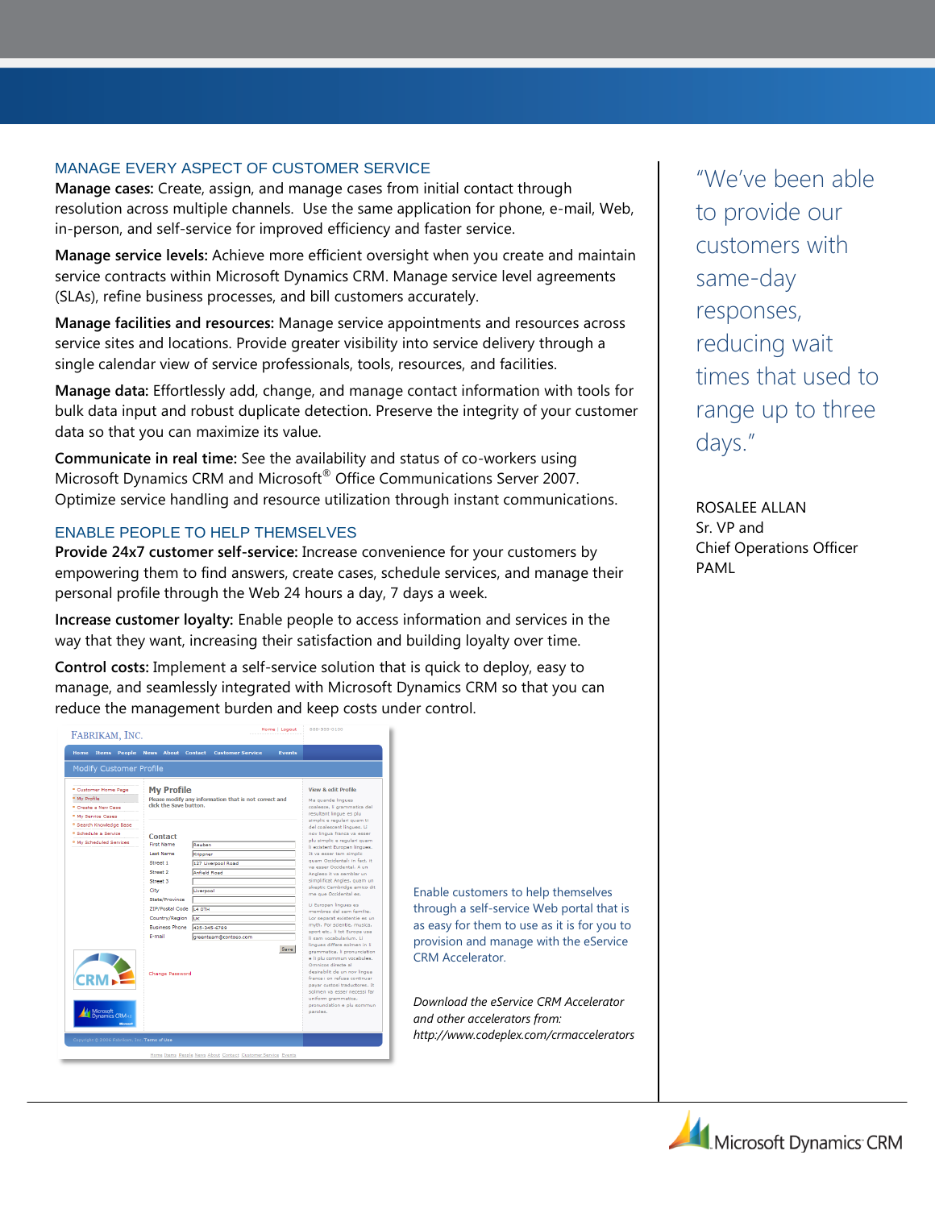## MANAGE EVERY ASPECT OF CUSTOMER SERVICE

**Manage cases:** Create, assign, and manage cases from initial contact through resolution across multiple channels. Use the same application for phone, e-mail, Web, in-person, and self-service for improved efficiency and faster service.

**Manage service levels:** Achieve more efficient oversight when you create and maintain service contracts within Microsoft Dynamics CRM. Manage service level agreements (SLAs), refine business processes, and bill customers accurately.

**Manage facilities and resources:** Manage service appointments and resources across service sites and locations. Provide greater visibility into service delivery through a single calendar view of service professionals, tools, resources, and facilities.

**Manage data:** Effortlessly add, change, and manage contact information with tools for bulk data input and robust duplicate detection. Preserve the integrity of your customer data so that you can maximize its value.

**Communicate in real time:** See the availability and status of co-workers using Microsoft Dynamics CRM and Microsoft® Office Communications Server 2007. Optimize service handling and resource utilization through instant communications.

## ENABLE PEOPLE TO HELP THEMSELVES

**Provide 24x7 customer self-service:** Increase convenience for your customers by empowering them to find answers, create cases, schedule services, and manage their personal profile through the Web 24 hours a day, 7 days a week.

**Increase customer loyalty:** Enable people to access information and services in the way that they want, increasing their satisfaction and building loyalty over time.

**Control costs:** Implement a self-service solution that is quick to deploy, easy to manage, and seamlessly integrated with Microsoft Dynamics CRM so that you can reduce the management burden and keep costs under control.

Enable customers to help themselves through a self-service Web portal that is as easy for them to use as it is for you to provision and manage with the eService CRM Accelerator.

*Download the eService CRM Accelerator and other accelerators from: http://www.codeplex.com/crmaccelerators*

"We've been able to provide our customers with same-day responses, reducing wait times that used to range up to three days."

ROSALEE ALLAN
Sr. VP and
Chief Operations Officer
PAML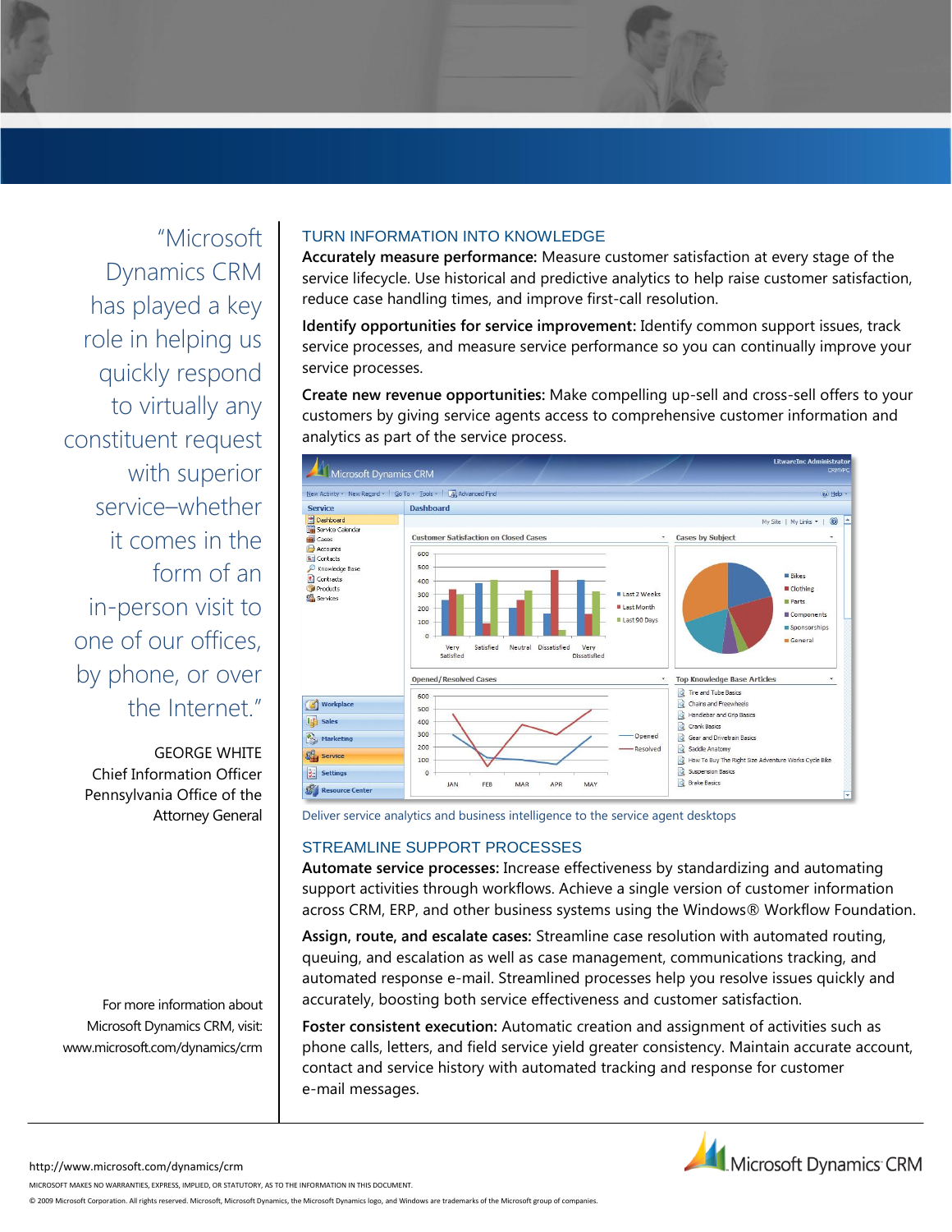"Microsoft Dynamics CRM has played a key role in helping us quickly respond to virtually any constituent request with superior service–whether it comes in the form of an in-person visit to one of our offices, by phone, or over the Internet."

GEORGE WHITE
Chief Information Officer
Pennsylvania Office of the Attorney General

For more information about Microsoft Dynamics CRM, visit: www.microsoft.com/dynamics/crm

## TURN INFORMATION INTO KNOWLEDGE

**Accurately measure performance:** Measure customer satisfaction at every stage of the service lifecycle. Use historical and predictive analytics to help raise customer satisfaction, reduce case handling times, and improve first-call resolution.

**Identify opportunities for service improvement:** Identify common support issues, track service processes, and measure service performance so you can continually improve your service processes.

**Create new revenue opportunities:** Make compelling up-sell and cross-sell offers to your customers by giving service agents access to comprehensive customer information and analytics as part of the service process.

Deliver service analytics and business intelligence to the service agent desktops

## STREAMLINE SUPPORT PROCESSES

**Automate service processes:** Increase effectiveness by standardizing and automating support activities through workflows. Achieve a single version of customer information across CRM, ERP, and other business systems using the Windows® Workflow Foundation.

**Assign, route, and escalate cases:** Streamline case resolution with automated routing, queuing, and escalation as well as case management, communications tracking, and automated response e-mail. Streamlined processes help you resolve issues quickly and accurately, boosting both service effectiveness and customer satisfaction.

**Foster consistent execution:** Automatic creation and assignment of activities such as phone calls, letters, and field service yield greater consistency. Maintain accurate account, contact and service history with automated tracking and response for customer e-mail messages.

http://www.microsoft.com/dynamics/crm

MICROSOFT MAKES NO WARRANTIES, EXPRESS, IMPLIED, OR STATUTORY, AS TO THE INFORMATION IN THIS DOCUMENT.

© 2009 Microsoft Corporation. All rights reserved. Microsoft, Microsoft Dynamics, the Microsoft Dynamics logo, and Windows are trademarks of the Microsoft group of companies.